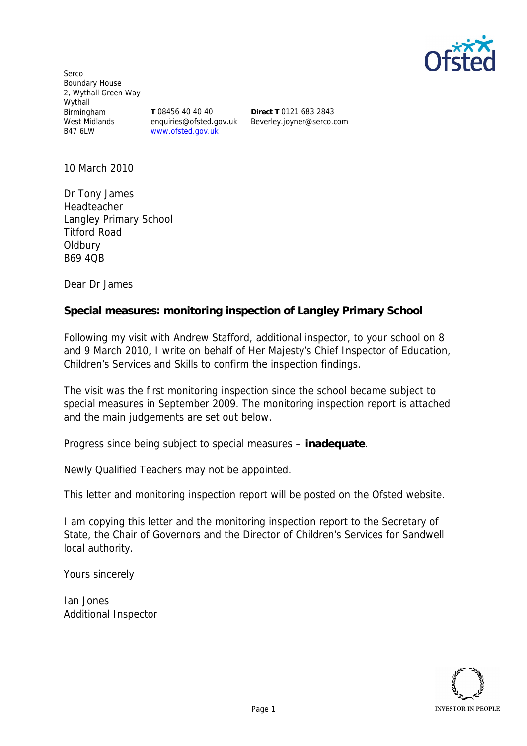Serco
Boundary House
2, Wythall Green Way
Wythall
Birmingham
West Midlands
B47 6LW

**T** 08456 40 40 40
enquiries@ofsted.gov.uk
www.ofsted.gov.uk

**Direct T** 0121 683 2843
Beverley.joyner@serco.com

10 March 2010

Dr Tony James
Headteacher
Langley Primary School
Titford Road
Oldbury
B69 4QB

Dear Dr James

**Special measures: monitoring inspection of Langley Primary School**

Following my visit with Andrew Stafford, additional inspector, to your school on 8 and 9 March 2010, I write on behalf of Her Majesty's Chief Inspector of Education, Children's Services and Skills to confirm the inspection findings.

The visit was the first monitoring inspection since the school became subject to special measures in September 2009. The monitoring inspection report is attached and the main judgements are set out below.

Progress since being subject to special measures – **inadequate**.

Newly Qualified Teachers may not be appointed.

This letter and monitoring inspection report will be posted on the Ofsted website.

I am copying this letter and the monitoring inspection report to the Secretary of State, the Chair of Governors and the Director of Children's Services for Sandwell local authority.

Yours sincerely

Ian Jones
Additional Inspector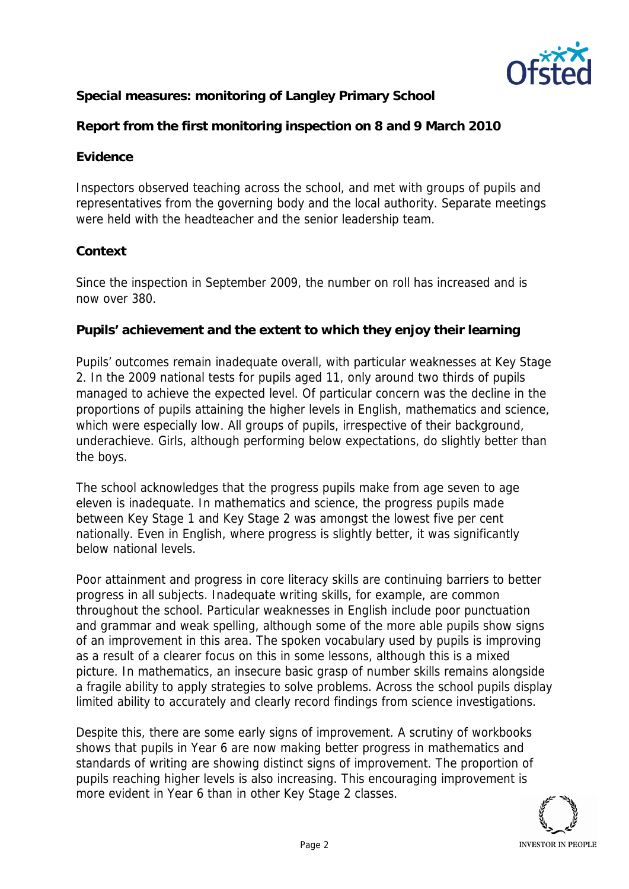**Special measures: monitoring of Langley Primary School**

**Report from the first monitoring inspection on 8 and 9 March 2010**

**Evidence**

Inspectors observed teaching across the school, and met with groups of pupils and representatives from the governing body and the local authority. Separate meetings were held with the headteacher and the senior leadership team.

**Context**

Since the inspection in September 2009, the number on roll has increased and is now over 380.

**Pupils' achievement and the extent to which they enjoy their learning**

Pupils' outcomes remain inadequate overall, with particular weaknesses at Key Stage 2. In the 2009 national tests for pupils aged 11, only around two thirds of pupils managed to achieve the expected level. Of particular concern was the decline in the proportions of pupils attaining the higher levels in English, mathematics and science, which were especially low. All groups of pupils, irrespective of their background, underachieve. Girls, although performing below expectations, do slightly better than the boys.

The school acknowledges that the progress pupils make from age seven to age eleven is inadequate. In mathematics and science, the progress pupils made between Key Stage 1 and Key Stage 2 was amongst the lowest five per cent nationally. Even in English, where progress is slightly better, it was significantly below national levels.

Poor attainment and progress in core literacy skills are continuing barriers to better progress in all subjects. Inadequate writing skills, for example, are common throughout the school. Particular weaknesses in English include poor punctuation and grammar and weak spelling, although some of the more able pupils show signs of an improvement in this area. The spoken vocabulary used by pupils is improving as a result of a clearer focus on this in some lessons, although this is a mixed picture. In mathematics, an insecure basic grasp of number skills remains alongside a fragile ability to apply strategies to solve problems. Across the school pupils display limited ability to accurately and clearly record findings from science investigations.

Despite this, there are some early signs of improvement. A scrutiny of workbooks shows that pupils in Year 6 are now making better progress in mathematics and standards of writing are showing distinct signs of improvement. The proportion of pupils reaching higher levels is also increasing. This encouraging improvement is more evident in Year 6 than in other Key Stage 2 classes.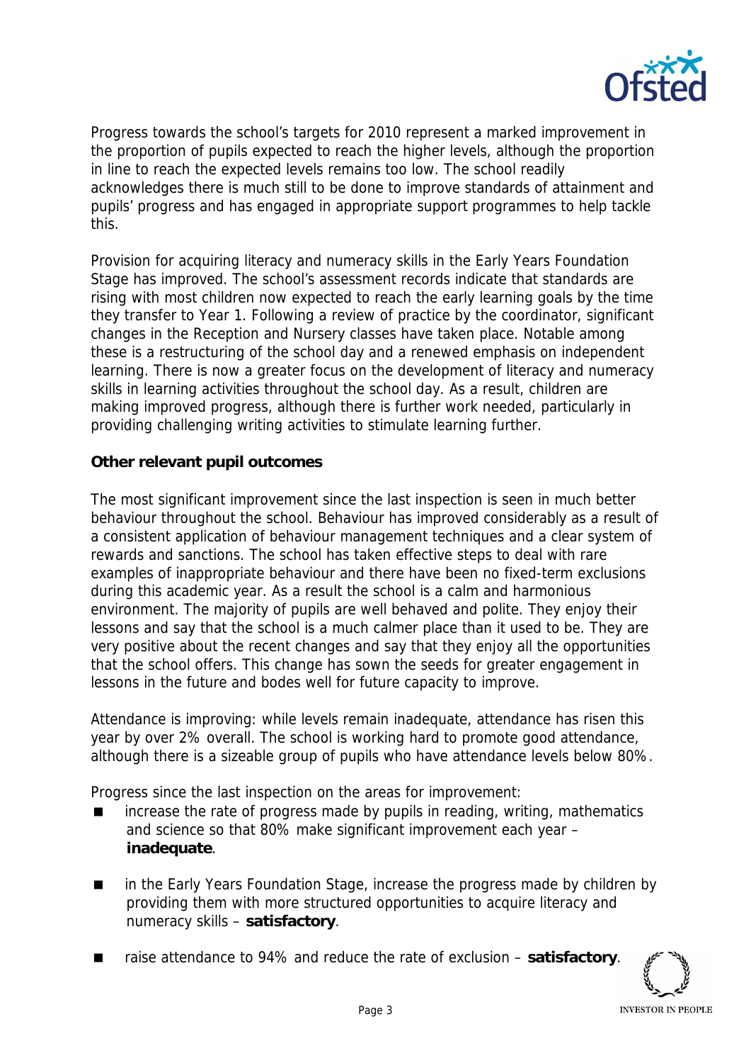Progress towards the school's targets for 2010 represent a marked improvement in the proportion of pupils expected to reach the higher levels, although the proportion in line to reach the expected levels remains too low. The school readily acknowledges there is much still to be done to improve standards of attainment and pupils' progress and has engaged in appropriate support programmes to help tackle this.

Provision for acquiring literacy and numeracy skills in the Early Years Foundation Stage has improved. The school's assessment records indicate that standards are rising with most children now expected to reach the early learning goals by the time they transfer to Year 1. Following a review of practice by the coordinator, significant changes in the Reception and Nursery classes have taken place. Notable among these is a restructuring of the school day and a renewed emphasis on independent learning. There is now a greater focus on the development of literacy and numeracy skills in learning activities throughout the school day. As a result, children are making improved progress, although there is further work needed, particularly in providing challenging writing activities to stimulate learning further.

**Other relevant pupil outcomes**

The most significant improvement since the last inspection is seen in much better behaviour throughout the school. Behaviour has improved considerably as a result of a consistent application of behaviour management techniques and a clear system of rewards and sanctions. The school has taken effective steps to deal with rare examples of inappropriate behaviour and there have been no fixed-term exclusions during this academic year. As a result the school is a calm and harmonious environment. The majority of pupils are well behaved and polite. They enjoy their lessons and say that the school is a much calmer place than it used to be. They are very positive about the recent changes and say that they enjoy all the opportunities that the school offers. This change has sown the seeds for greater engagement in lessons in the future and bodes well for future capacity to improve.

Attendance is improving: while levels remain inadequate, attendance has risen this year by over 2% overall. The school is working hard to promote good attendance, although there is a sizeable group of pupils who have attendance levels below 80%.

Progress since the last inspection on the areas for improvement:

- increase the rate of progress made by pupils in reading, writing, mathematics and science so that 80% make significant improvement each year – **inadequate**.
- in the Early Years Foundation Stage, increase the progress made by children by providing them with more structured opportunities to acquire literacy and numeracy skills – **satisfactory**.
- raise attendance to 94% and reduce the rate of exclusion – **satisfactory**.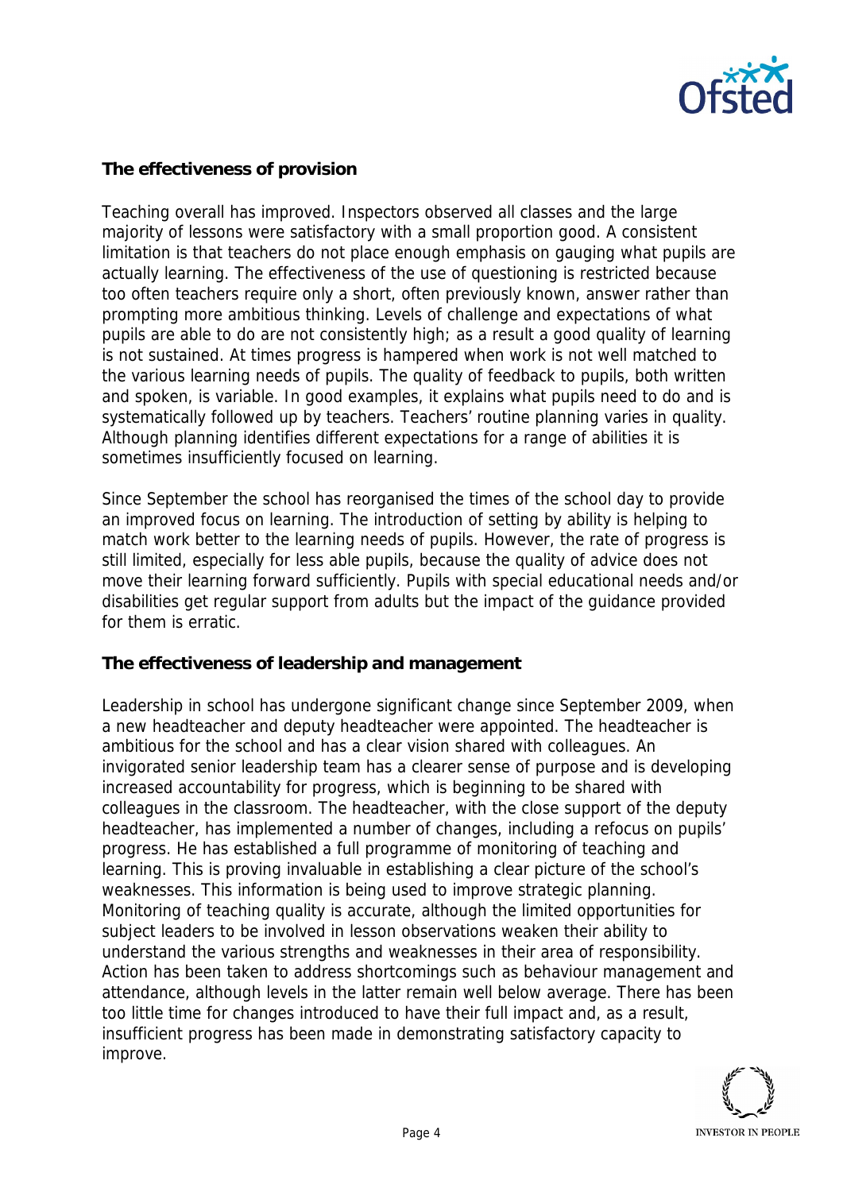**The effectiveness of provision**

Teaching overall has improved. Inspectors observed all classes and the large majority of lessons were satisfactory with a small proportion good. A consistent limitation is that teachers do not place enough emphasis on gauging what pupils are actually learning. The effectiveness of the use of questioning is restricted because too often teachers require only a short, often previously known, answer rather than prompting more ambitious thinking. Levels of challenge and expectations of what pupils are able to do are not consistently high; as a result a good quality of learning is not sustained. At times progress is hampered when work is not well matched to the various learning needs of pupils. The quality of feedback to pupils, both written and spoken, is variable. In good examples, it explains what pupils need to do and is systematically followed up by teachers. Teachers' routine planning varies in quality. Although planning identifies different expectations for a range of abilities it is sometimes insufficiently focused on learning.

Since September the school has reorganised the times of the school day to provide an improved focus on learning. The introduction of setting by ability is helping to match work better to the learning needs of pupils. However, the rate of progress is still limited, especially for less able pupils, because the quality of advice does not move their learning forward sufficiently. Pupils with special educational needs and/or disabilities get regular support from adults but the impact of the guidance provided for them is erratic.

**The effectiveness of leadership and management**

Leadership in school has undergone significant change since September 2009, when a new headteacher and deputy headteacher were appointed. The headteacher is ambitious for the school and has a clear vision shared with colleagues. An invigorated senior leadership team has a clearer sense of purpose and is developing increased accountability for progress, which is beginning to be shared with colleagues in the classroom. The headteacher, with the close support of the deputy headteacher, has implemented a number of changes, including a refocus on pupils' progress. He has established a full programme of monitoring of teaching and learning. This is proving invaluable in establishing a clear picture of the school's weaknesses. This information is being used to improve strategic planning. Monitoring of teaching quality is accurate, although the limited opportunities for subject leaders to be involved in lesson observations weaken their ability to understand the various strengths and weaknesses in their area of responsibility. Action has been taken to address shortcomings such as behaviour management and attendance, although levels in the latter remain well below average. There has been too little time for changes introduced to have their full impact and, as a result, insufficient progress has been made in demonstrating satisfactory capacity to improve.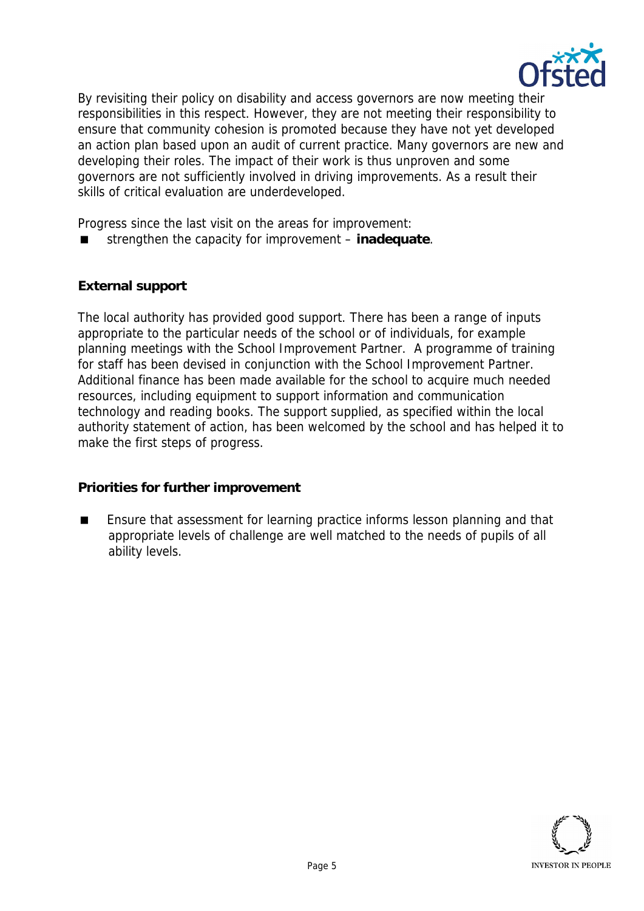By revisiting their policy on disability and access governors are now meeting their responsibilities in this respect. However, they are not meeting their responsibility to ensure that community cohesion is promoted because they have not yet developed an action plan based upon an audit of current practice. Many governors are new and developing their roles. The impact of their work is thus unproven and some governors are not sufficiently involved in driving improvements. As a result their skills of critical evaluation are underdeveloped.

Progress since the last visit on the areas for improvement:

- strengthen the capacity for improvement – **inadequate**.

**External support**

The local authority has provided good support. There has been a range of inputs appropriate to the particular needs of the school or of individuals, for example planning meetings with the School Improvement Partner. A programme of training for staff has been devised in conjunction with the School Improvement Partner. Additional finance has been made available for the school to acquire much needed resources, including equipment to support information and communication technology and reading books. The support supplied, as specified within the local authority statement of action, has been welcomed by the school and has helped it to make the first steps of progress.

**Priorities for further improvement**

- Ensure that assessment for learning practice informs lesson planning and that appropriate levels of challenge are well matched to the needs of pupils of all ability levels.